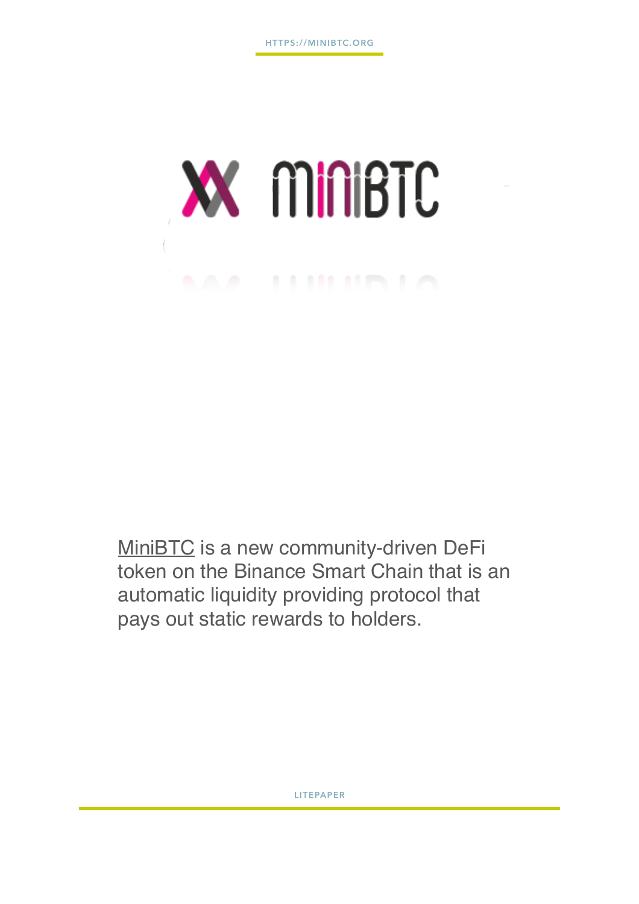# miniBTC

MiniBTC is a new community-driven DeFi token on the Binance Smart Chain that is an automatic liquidity providing protocol that pays out static rewards to holders.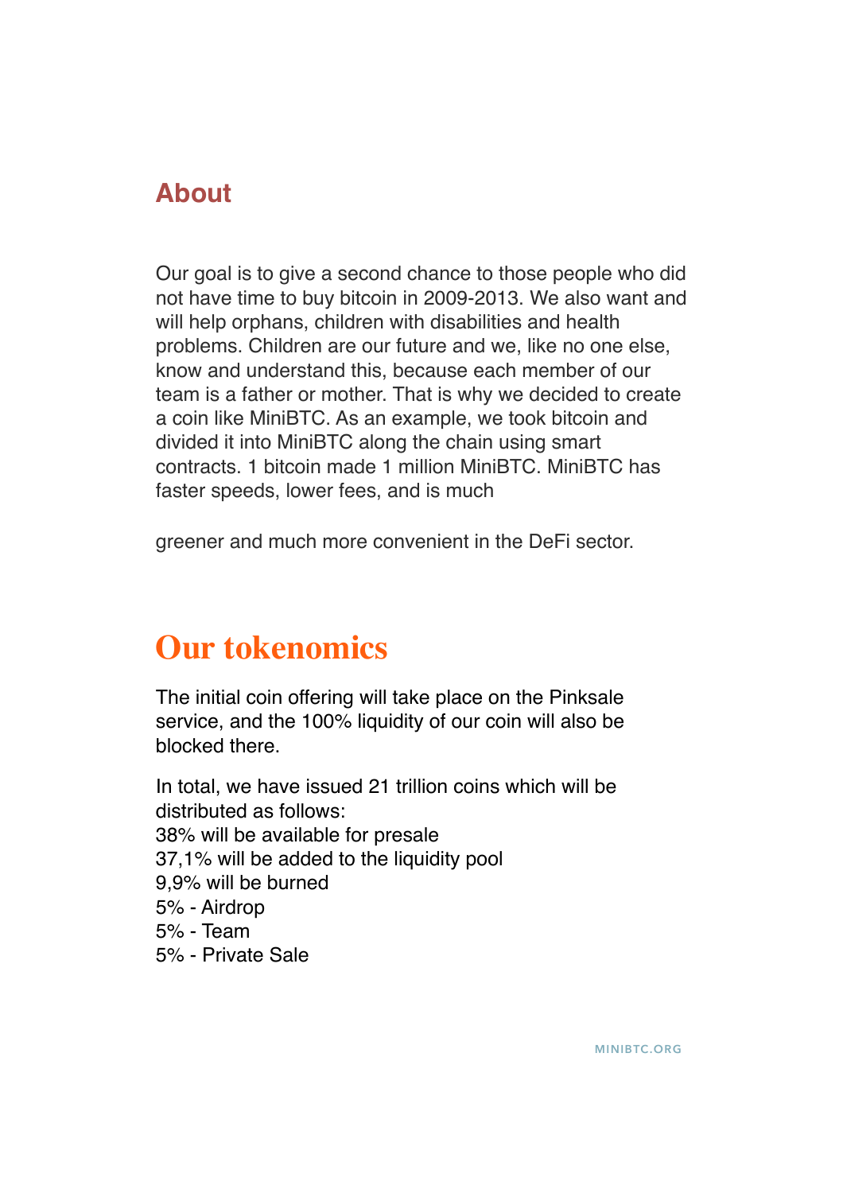## About

Our goal is to give a second chance to those people who did not have time to buy bitcoin in 2009-2013. We also want and will help orphans, children with disabilities and health problems. Children are our future and we, like no one else, know and understand this, because each member of our team is a father or mother. That is why we decided to create a coin like MiniBTC. As an example, we took bitcoin and divided it into MiniBTC along the chain using smart contracts. 1 bitcoin made 1 million MiniBTC. MiniBTC has faster speeds, lower fees, and is much

greener and much more convenient in the DeFi sector.

# Our tokenomics

The initial coin offering will take place on the Pinksale service, and the 100% liquidity of our coin will also be blocked there.

In total, we have issued 21 trillion coins which will be distributed as follows:
38% will be available for presale
37,1% will be added to the liquidity pool
9,9% will be burned
5% - Airdrop
5% - Team
5% - Private Sale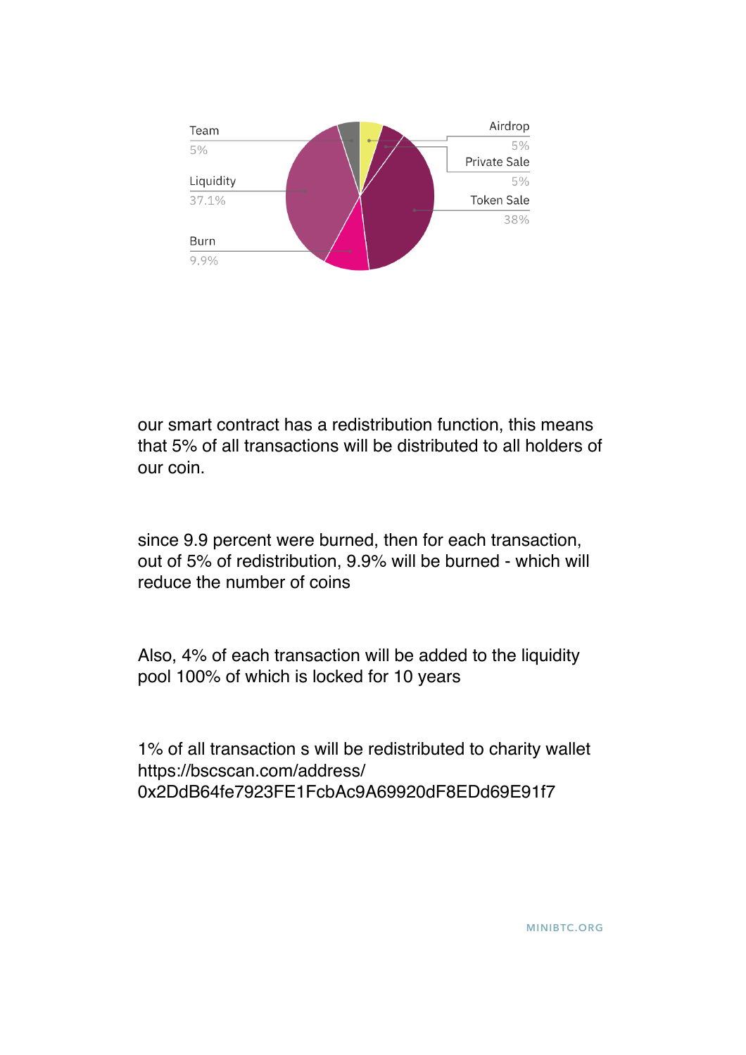Team
5%

Liquidity
37.1%

Burn
9.9%

Airdrop
5%

Private Sale
5%

Token Sale
38%

our smart contract has a redistribution function, this means that 5% of all transactions will be distributed to all holders of our coin.

since 9.9 percent were burned, then for each transaction, out of 5% of redistribution, 9.9% will be burned - which will reduce the number of coins

Also, 4% of each transaction will be added to the liquidity pool 100% of which is locked for 10 years

1% of all transaction s will be redistributed to charity wallet https://bscscan.com/address/0x2DdB64fe7923FE1FcbAc9A69920dF8EDd69E91f7

MINIBTC.ORG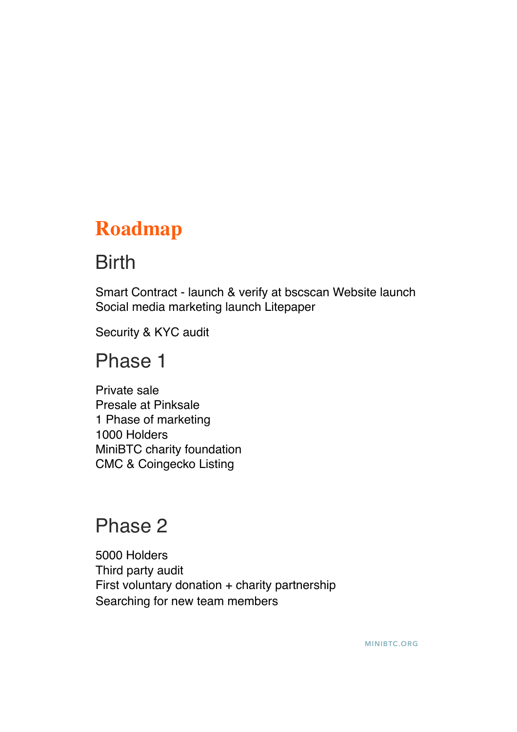# Roadmap

## Birth

Smart Contract - launch & verify at bscscan Website launch
Social media marketing launch Litepaper

Security & KYC audit

## Phase 1

Private sale
Presale at Pinksale
1 Phase of marketing
1000 Holders
MiniBTC charity foundation
CMC & Coingecko Listing

## Phase 2

5000 Holders
Third party audit
First voluntary donation + charity partnership
Searching for new team members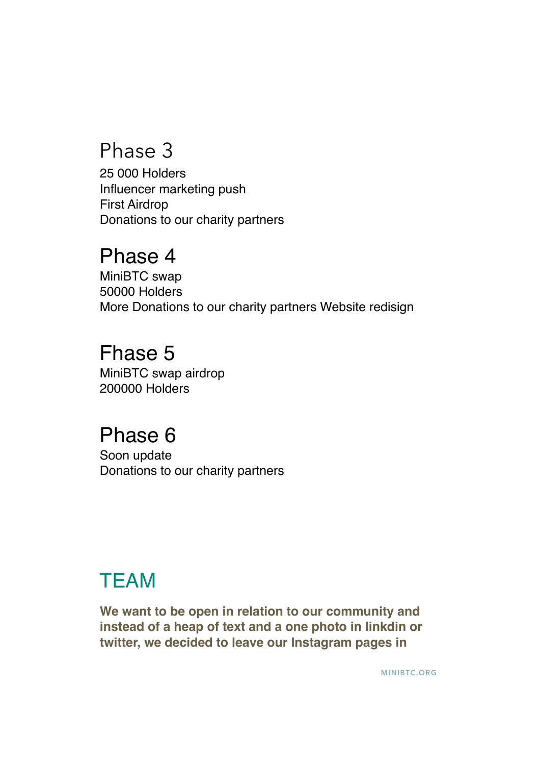## Phase 3

25 000 Holders
Influencer marketing push
First Airdrop
Donations to our charity partners

## Phase 4

MiniBTC swap
50000 Holders
More Donations to our charity partners Website redisign

## Fhase 5

MiniBTC swap airdrop
200000 Holders

## Phase 6

Soon update
Donations to our charity partners

## TEAM

**We want to be open in relation to our community and instead of a heap of text and a one photo in linkdin or twitter, we decided to leave our Instagram pages in**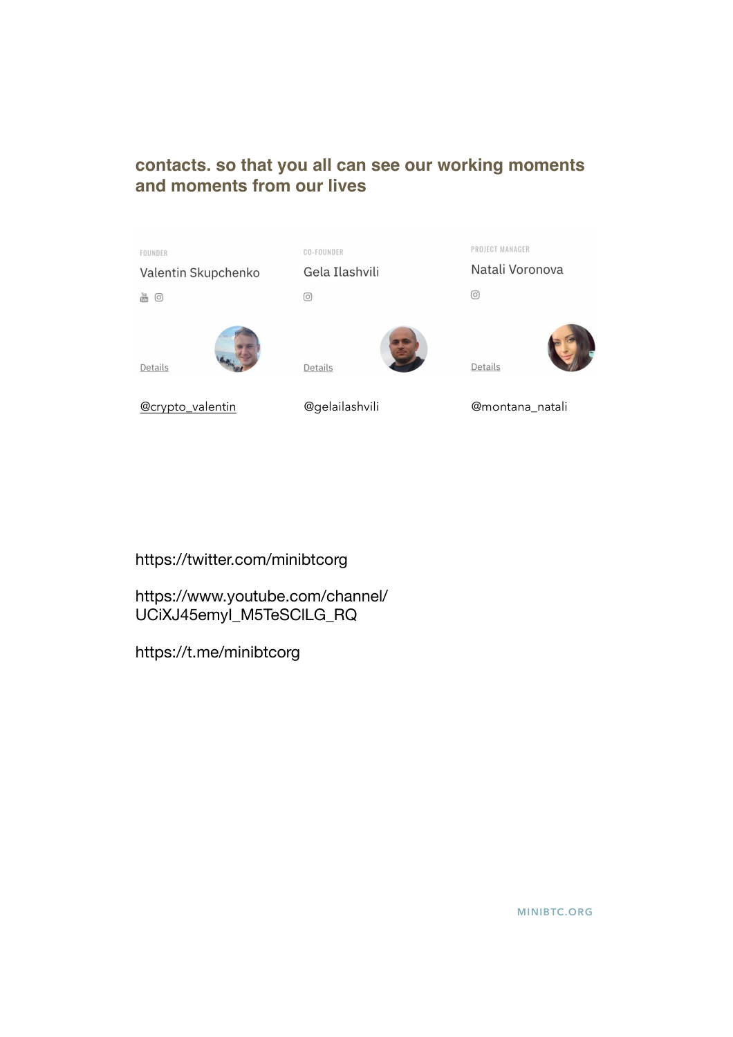## contacts. so that you all can see our working moments and moments from our lives

FOUNDER

Valentin Skupchenko

Details

@crypto_valentin

CO-FOUNDER

Gela Ilashvili

Details

@gelailashvili

PROJECT MANAGER

Natali Voronova

Details

@montana_natali

https://twitter.com/minibtcorg

https://www.youtube.com/channel/UCiXJ45emyl_M5TeSClLG_RQ

https://t.me/minibtcorg

MINIBTC.ORG